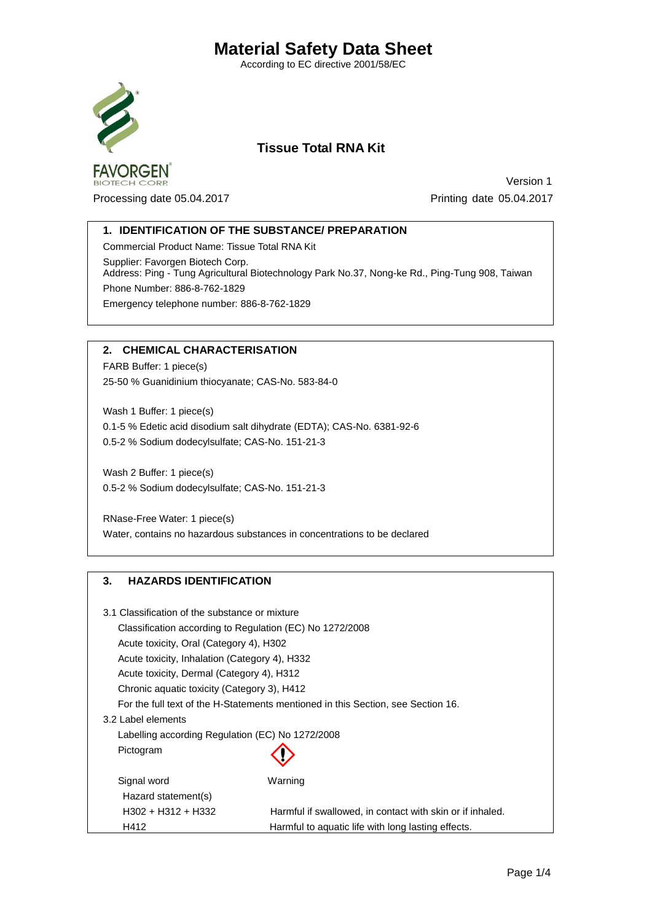# Material Safety Data Sheet

According to EC directive 2001/58/EC

## Tissue Total RNA Kit

FAVORGEN® BIOTECH CORP.

Version 1

Processing date 05.04.2017

Printing date 05.04.2017

## 1. IDENTIFICATION OF THE SUBSTANCE/ PREPARATION

Commercial Product Name: Tissue Total RNA Kit

Supplier: Favorgen Biotech Corp.
Address: Ping - Tung Agricultural Biotechnology Park No.37, Nong-ke Rd., Ping-Tung 908, Taiwan

Phone Number: 886-8-762-1829

Emergency telephone number: 886-8-762-1829

## 2. CHEMICAL CHARACTERISATION

FARB Buffer: 1 piece(s)
25-50 % Guanidinium thiocyanate; CAS-No. 583-84-0

Wash 1 Buffer: 1 piece(s)
0.1-5 % Edetic acid disodium salt dihydrate (EDTA); CAS-No. 6381-92-6
0.5-2 % Sodium dodecylsulfate; CAS-No. 151-21-3

Wash 2 Buffer: 1 piece(s)
0.5-2 % Sodium dodecylsulfate; CAS-No. 151-21-3

RNase-Free Water: 1 piece(s)
Water, contains no hazardous substances in concentrations to be declared

## 3. HAZARDS IDENTIFICATION

3.1 Classification of the substance or mixture

Classification according to Regulation (EC) No 1272/2008
Acute toxicity, Oral (Category 4), H302
Acute toxicity, Inhalation (Category 4), H332
Acute toxicity, Dermal (Category 4), H312
Chronic aquatic toxicity (Category 3), H412
For the full text of the H-Statements mentioned in this Section, see Section 16.

3.2 Label elements

Labelling according Regulation (EC) No 1272/2008

Pictogram

Signal word: Warning

Hazard statement(s)

| | |
|---|---|
| H302 + H312 + H332 | Harmful if swallowed, in contact with skin or if inhaled. |
| H412 | Harmful to aquatic life with long lasting effects. |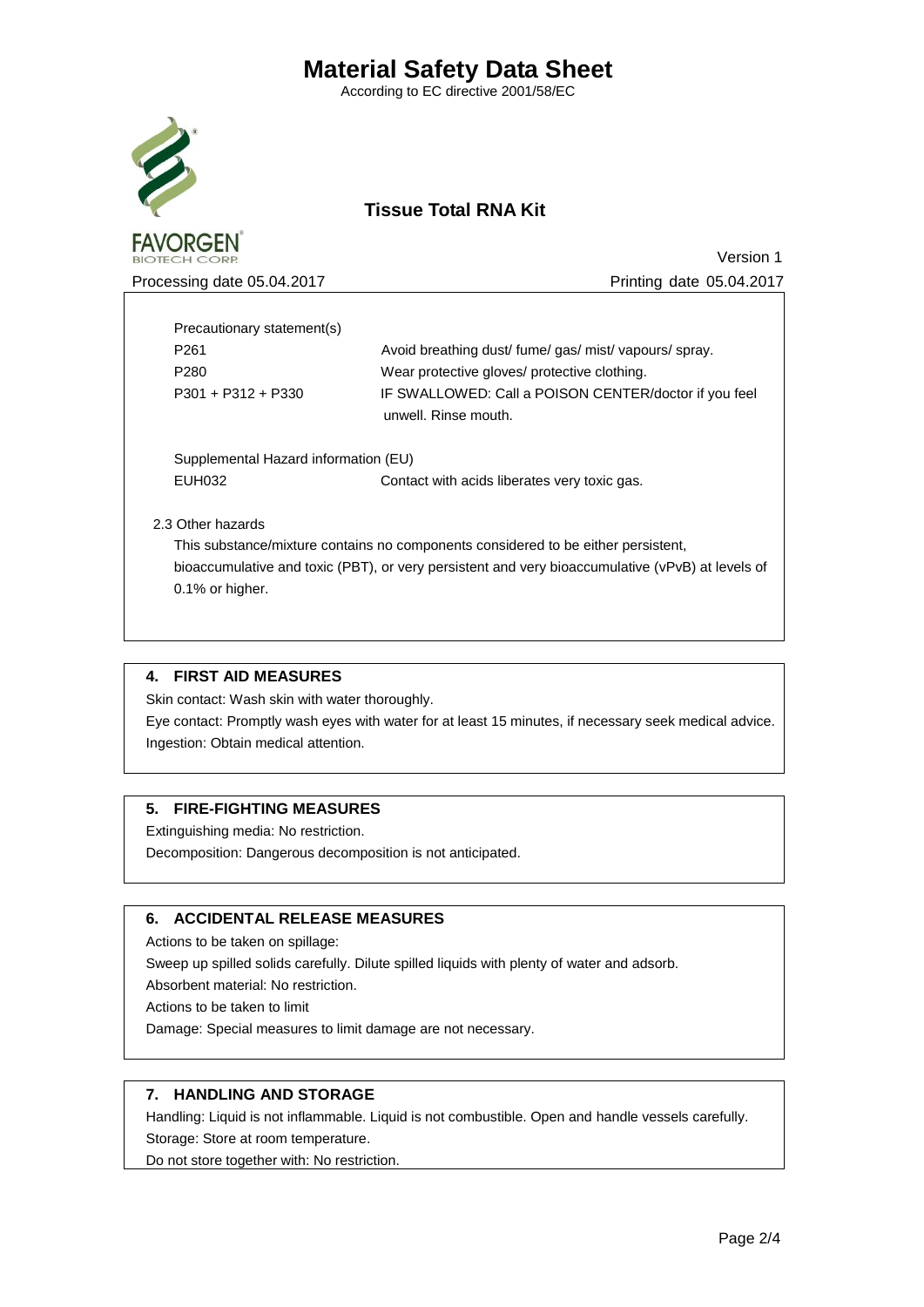# Material Safety Data Sheet

According to EC directive 2001/58/EC

## Tissue Total RNA Kit

Version 1

Processing date 05.04.2017 Printing date 05.04.2017

Precautionary statement(s)

| | |
|---|---|
| P261 | Avoid breathing dust/ fume/ gas/ mist/ vapours/ spray. |
| P280 | Wear protective gloves/ protective clothing. |
| P301 + P312 + P330 | IF SWALLOWED: Call a POISON CENTER/doctor if you feel unwell. Rinse mouth. |

Supplemental Hazard information (EU)

| | |
|---|---|
| EUH032 | Contact with acids liberates very toxic gas. |

2.3 Other hazards

This substance/mixture contains no components considered to be either persistent, bioaccumulative and toxic (PBT), or very persistent and very bioaccumulative (vPvB) at levels of 0.1% or higher.

## 4. FIRST AID MEASURES

Skin contact: Wash skin with water thoroughly.

Eye contact: Promptly wash eyes with water for at least 15 minutes, if necessary seek medical advice.

Ingestion: Obtain medical attention.

## 5. FIRE-FIGHTING MEASURES

Extinguishing media: No restriction.

Decomposition: Dangerous decomposition is not anticipated.

## 6. ACCIDENTAL RELEASE MEASURES

Actions to be taken on spillage:

Sweep up spilled solids carefully. Dilute spilled liquids with plenty of water and adsorb.

Absorbent material: No restriction.

Actions to be taken to limit

Damage: Special measures to limit damage are not necessary.

## 7. HANDLING AND STORAGE

Handling: Liquid is not inflammable. Liquid is not combustible. Open and handle vessels carefully.

Storage: Store at room temperature.

Do not store together with: No restriction.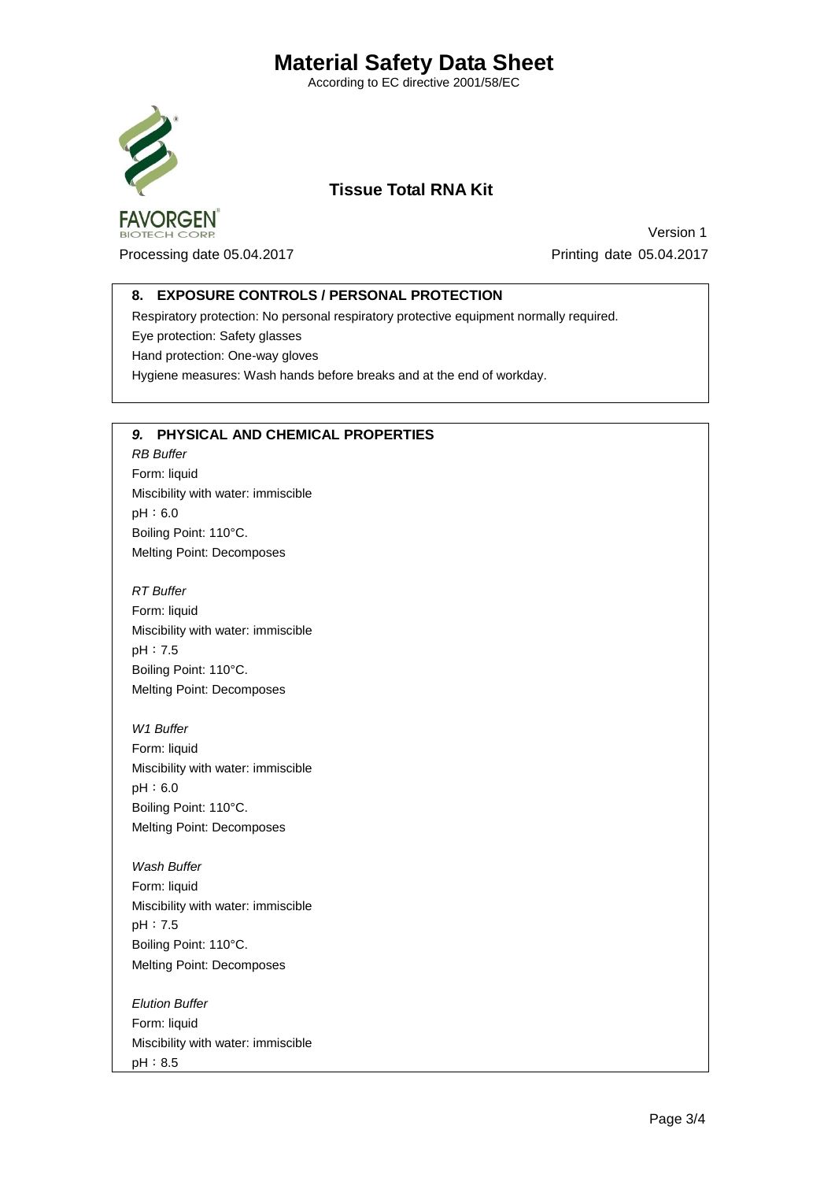# Material Safety Data Sheet

According to EC directive 2001/58/EC

## Tissue Total RNA Kit

FAVORGEN® BIOTECH CORP.

Version 1

Processing date 05.04.2017

Printing date 05.04.2017

## 8. EXPOSURE CONTROLS / PERSONAL PROTECTION

Respiratory protection: No personal respiratory protective equipment normally required.

Eye protection: Safety glasses

Hand protection: One-way gloves

Hygiene measures: Wash hands before breaks and at the end of workday.

## *9.* PHYSICAL AND CHEMICAL PROPERTIES

*RB Buffer*

Form: liquid

Miscibility with water: immiscible

pH：6.0

Boiling Point: 110°C.

Melting Point: Decomposes

*RT Buffer*

Form: liquid

Miscibility with water: immiscible

pH：7.5

Boiling Point: 110°C.

Melting Point: Decomposes

*W1 Buffer*

Form: liquid

Miscibility with water: immiscible

pH：6.0

Boiling Point: 110°C.

Melting Point: Decomposes

*Wash Buffer*

Form: liquid

Miscibility with water: immiscible

pH：7.5

Boiling Point: 110°C.

Melting Point: Decomposes

*Elution Buffer*

Form: liquid

Miscibility with water: immiscible

pH：8.5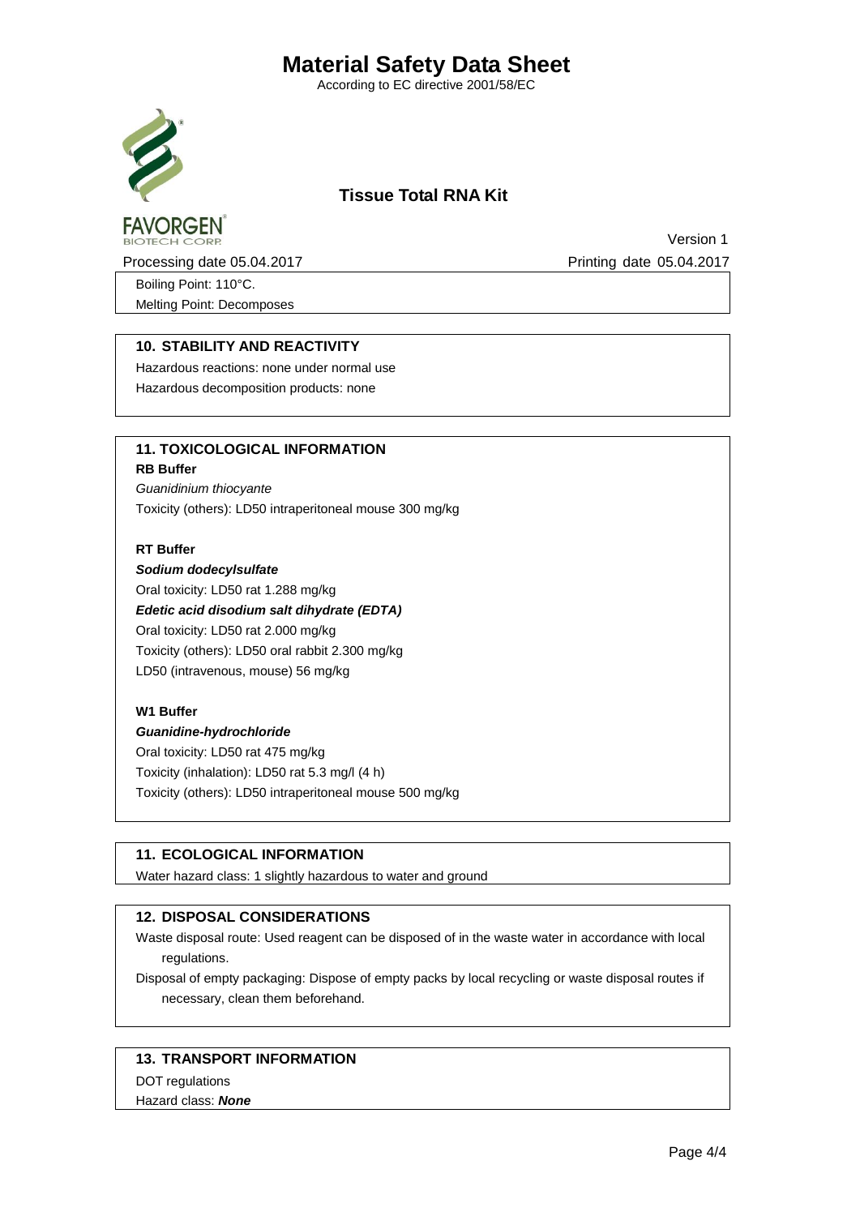Boiling Point: 110°C.

Melting Point: Decomposes

## 10. STABILITY AND REACTIVITY

Hazardous reactions: none under normal use

Hazardous decomposition products: none

## 11. TOXICOLOGICAL INFORMATION

**RB Buffer**

*Guanidinium thiocyante*

Toxicity (others): LD50 intraperitoneal mouse 300 mg/kg

**RT Buffer**

***Sodium dodecylsulfate***

Oral toxicity: LD50 rat 1.288 mg/kg

***Edetic acid disodium salt dihydrate (EDTA)***

Oral toxicity: LD50 rat 2.000 mg/kg

Toxicity (others): LD50 oral rabbit 2.300 mg/kg

LD50 (intravenous, mouse) 56 mg/kg

**W1 Buffer**

***Guanidine-hydrochloride***

Oral toxicity: LD50 rat 475 mg/kg

Toxicity (inhalation): LD50 rat 5.3 mg/l (4 h)

Toxicity (others): LD50 intraperitoneal mouse 500 mg/kg

## 11. ECOLOGICAL INFORMATION

Water hazard class: 1 slightly hazardous to water and ground

## 12. DISPOSAL CONSIDERATIONS

Waste disposal route: Used reagent can be disposed of in the waste water in accordance with local regulations.

Disposal of empty packaging: Dispose of empty packs by local recycling or waste disposal routes if necessary, clean them beforehand.

## 13. TRANSPORT INFORMATION

DOT regulations

Hazard class: ***None***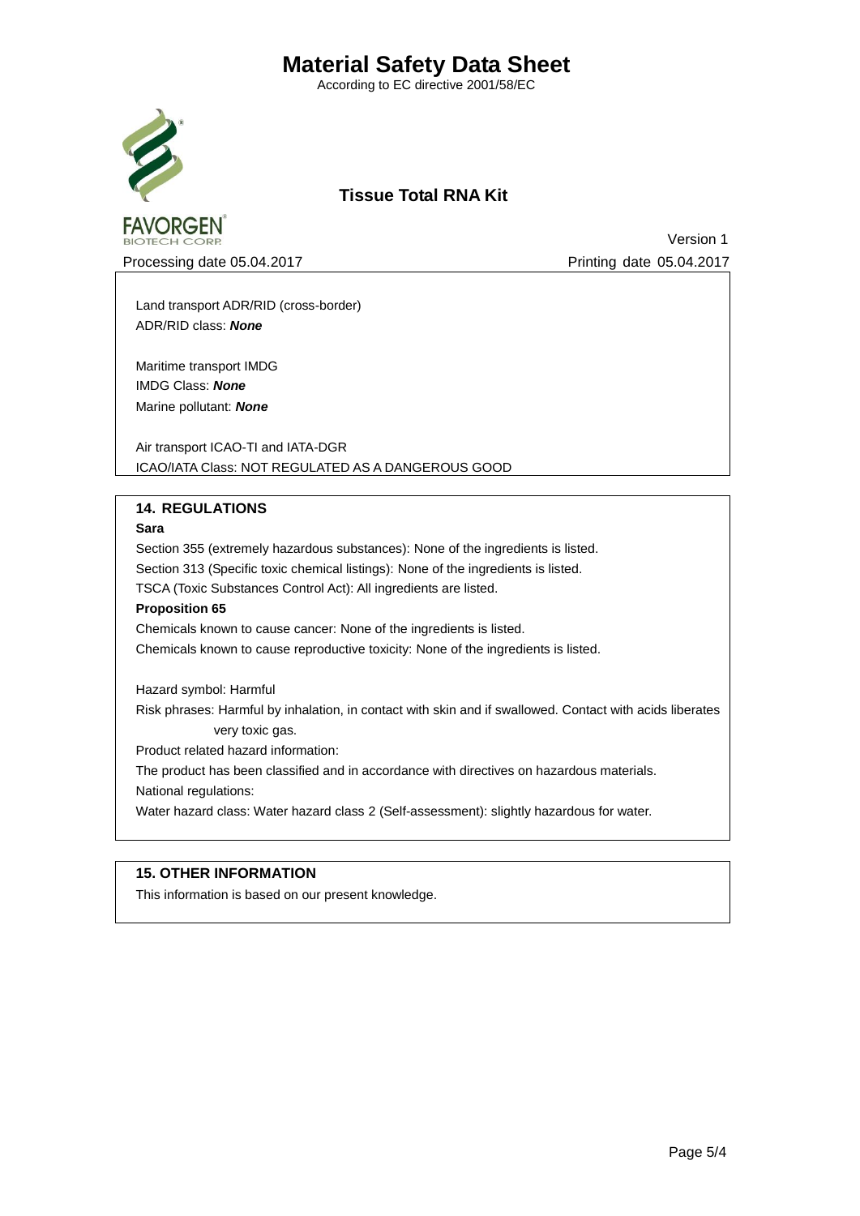Land transport ADR/RID (cross-border)
ADR/RID class: ***None***

Maritime transport IMDG
IMDG Class: ***None***
Marine pollutant: ***None***

Air transport ICAO-TI and IATA-DGR
ICAO/IATA Class: NOT REGULATED AS A DANGEROUS GOOD

## 14. REGULATIONS

**Sara**

Section 355 (extremely hazardous substances): None of the ingredients is listed.
Section 313 (Specific toxic chemical listings): None of the ingredients is listed.
TSCA (Toxic Substances Control Act): All ingredients are listed.

**Proposition 65**

Chemicals known to cause cancer: None of the ingredients is listed.
Chemicals known to cause reproductive toxicity: None of the ingredients is listed.

Hazard symbol: Harmful
Risk phrases: Harmful by inhalation, in contact with skin and if swallowed. Contact with acids liberates very toxic gas.
Product related hazard information:
The product has been classified and in accordance with directives on hazardous materials.
National regulations:
Water hazard class: Water hazard class 2 (Self-assessment): slightly hazardous for water.

## 15. OTHER INFORMATION

This information is based on our present knowledge.